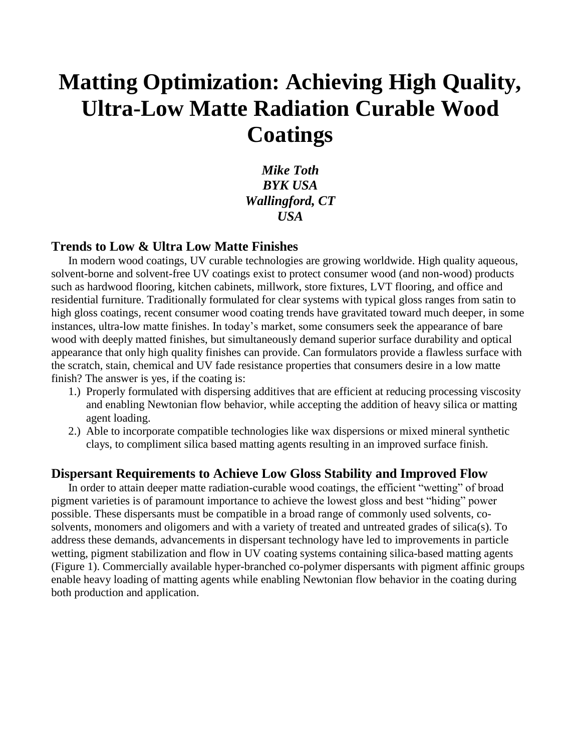# Matting Optimization: Achieving High Quality, Ultra-Low Matte Radiation Curable Wood Coatings

***Mike Toth***
***BYK USA***
***Wallingford, CT***
***USA***

## Trends to Low & Ultra Low Matte Finishes

In modern wood coatings, UV curable technologies are growing worldwide. High quality aqueous, solvent-borne and solvent-free UV coatings exist to protect consumer wood (and non-wood) products such as hardwood flooring, kitchen cabinets, millwork, store fixtures, LVT flooring, and office and residential furniture. Traditionally formulated for clear systems with typical gloss ranges from satin to high gloss coatings, recent consumer wood coating trends have gravitated toward much deeper, in some instances, ultra-low matte finishes. In today's market, some consumers seek the appearance of bare wood with deeply matted finishes, but simultaneously demand superior surface durability and optical appearance that only high quality finishes can provide. Can formulators provide a flawless surface with the scratch, stain, chemical and UV fade resistance properties that consumers desire in a low matte finish? The answer is yes, if the coating is:

1.) Properly formulated with dispersing additives that are efficient at reducing processing viscosity and enabling Newtonian flow behavior, while accepting the addition of heavy silica or matting agent loading.
2.) Able to incorporate compatible technologies like wax dispersions or mixed mineral synthetic clays, to compliment silica based matting agents resulting in an improved surface finish.

## Dispersant Requirements to Achieve Low Gloss Stability and Improved Flow

In order to attain deeper matte radiation-curable wood coatings, the efficient "wetting" of broad pigment varieties is of paramount importance to achieve the lowest gloss and best "hiding" power possible. These dispersants must be compatible in a broad range of commonly used solvents, co-solvents, monomers and oligomers and with a variety of treated and untreated grades of silica(s). To address these demands, advancements in dispersant technology have led to improvements in particle wetting, pigment stabilization and flow in UV coating systems containing silica-based matting agents (Figure 1). Commercially available hyper-branched co-polymer dispersants with pigment affinic groups enable heavy loading of matting agents while enabling Newtonian flow behavior in the coating during both production and application.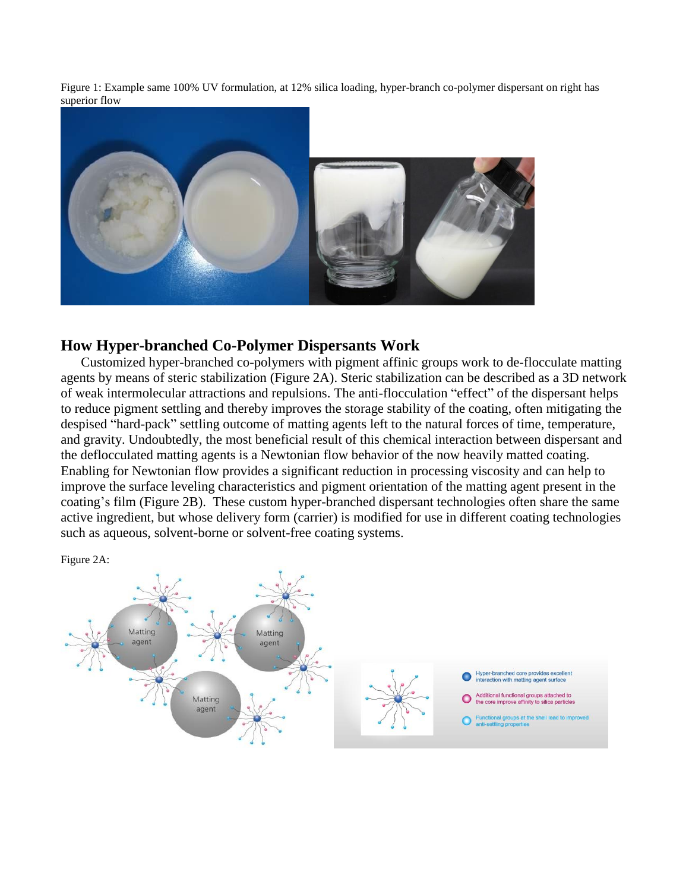Figure 1: Example same 100% UV formulation, at 12% silica loading, hyper-branch co-polymer dispersant on right has superior flow

## How Hyper-branched Co-Polymer Dispersants Work

Customized hyper-branched co-polymers with pigment affinic groups work to de-flocculate matting agents by means of steric stabilization (Figure 2A). Steric stabilization can be described as a 3D network of weak intermolecular attractions and repulsions. The anti-flocculation "effect" of the dispersant helps to reduce pigment settling and thereby improves the storage stability of the coating, often mitigating the despised "hard-pack" settling outcome of matting agents left to the natural forces of time, temperature, and gravity. Undoubtedly, the most beneficial result of this chemical interaction between dispersant and the deflocculated matting agents is a Newtonian flow behavior of the now heavily matted coating. Enabling for Newtonian flow provides a significant reduction in processing viscosity and can help to improve the surface leveling characteristics and pigment orientation of the matting agent present in the coating's film (Figure 2B). These custom hyper-branched dispersant technologies often share the same active ingredient, but whose delivery form (carrier) is modified for use in different coating technologies such as aqueous, solvent-borne or solvent-free coating systems.

Figure 2A: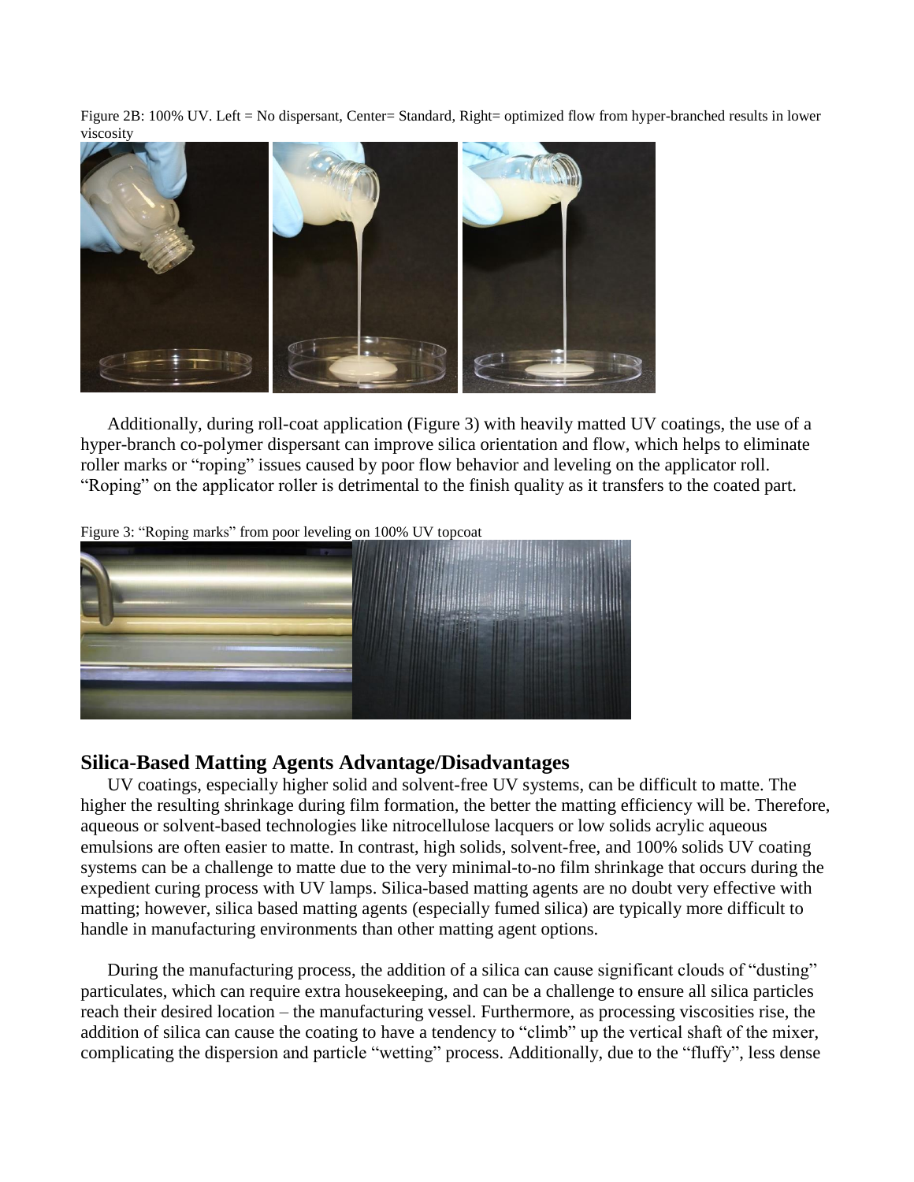Figure 2B: 100% UV. Left = No dispersant, Center= Standard, Right= optimized flow from hyper-branched results in lower viscosity

Additionally, during roll-coat application (Figure 3) with heavily matted UV coatings, the use of a hyper-branch co-polymer dispersant can improve silica orientation and flow, which helps to eliminate roller marks or "roping" issues caused by poor flow behavior and leveling on the applicator roll. "Roping" on the applicator roller is detrimental to the finish quality as it transfers to the coated part.

Figure 3: "Roping marks" from poor leveling on 100% UV topcoat

## Silica-Based Matting Agents Advantage/Disadvantages

UV coatings, especially higher solid and solvent-free UV systems, can be difficult to matte. The higher the resulting shrinkage during film formation, the better the matting efficiency will be. Therefore, aqueous or solvent-based technologies like nitrocellulose lacquers or low solids acrylic aqueous emulsions are often easier to matte. In contrast, high solids, solvent-free, and 100% solids UV coating systems can be a challenge to matte due to the very minimal-to-no film shrinkage that occurs during the expedient curing process with UV lamps. Silica-based matting agents are no doubt very effective with matting; however, silica based matting agents (especially fumed silica) are typically more difficult to handle in manufacturing environments than other matting agent options.

During the manufacturing process, the addition of a silica can cause significant clouds of "dusting" particulates, which can require extra housekeeping, and can be a challenge to ensure all silica particles reach their desired location – the manufacturing vessel. Furthermore, as processing viscosities rise, the addition of silica can cause the coating to have a tendency to "climb" up the vertical shaft of the mixer, complicating the dispersion and particle "wetting" process. Additionally, due to the "fluffy", less dense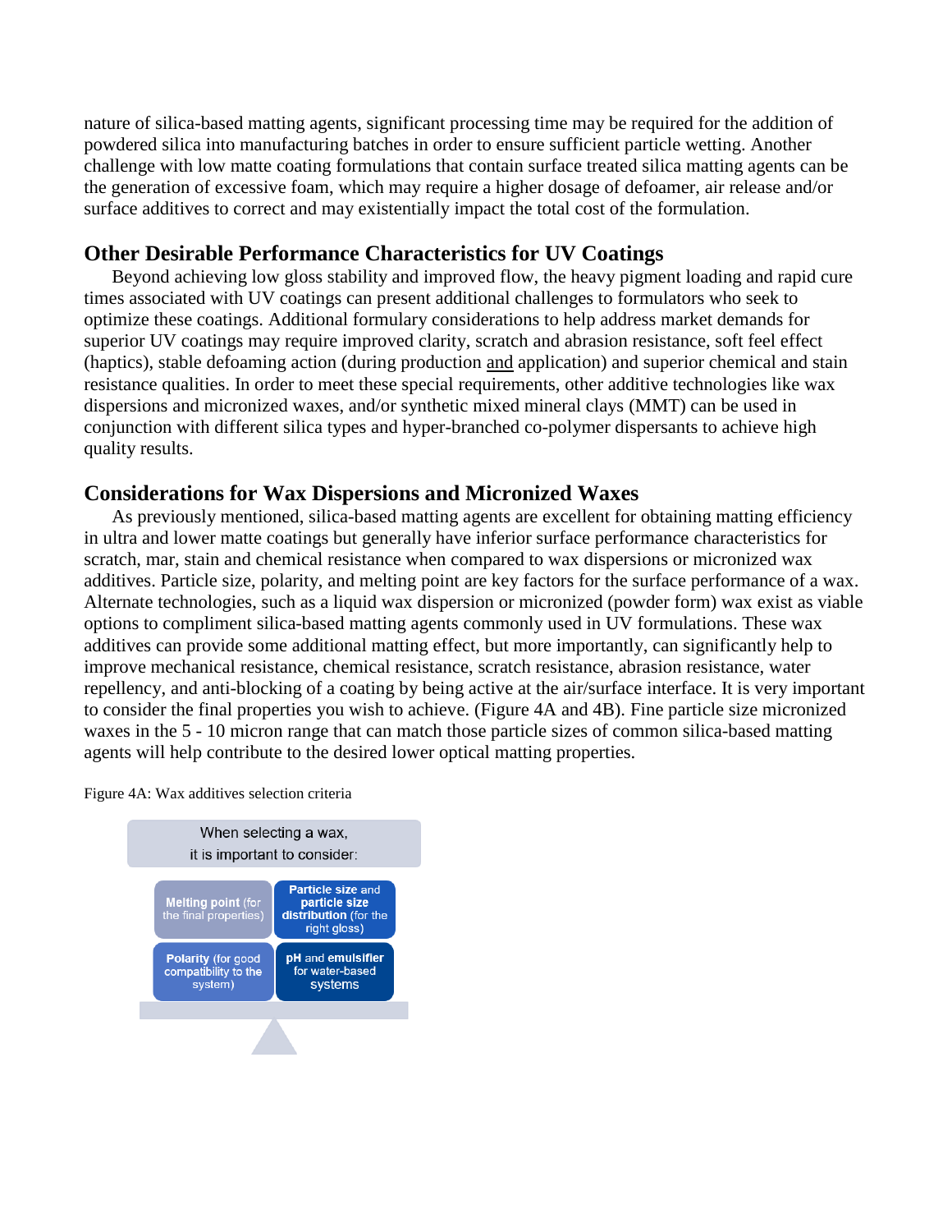nature of silica-based matting agents, significant processing time may be required for the addition of powdered silica into manufacturing batches in order to ensure sufficient particle wetting. Another challenge with low matte coating formulations that contain surface treated silica matting agents can be the generation of excessive foam, which may require a higher dosage of defoamer, air release and/or surface additives to correct and may existentially impact the total cost of the formulation.

## Other Desirable Performance Characteristics for UV Coatings

Beyond achieving low gloss stability and improved flow, the heavy pigment loading and rapid cure times associated with UV coatings can present additional challenges to formulators who seek to optimize these coatings. Additional formulary considerations to help address market demands for superior UV coatings may require improved clarity, scratch and abrasion resistance, soft feel effect (haptics), stable defoaming action (during production and application) and superior chemical and stain resistance qualities. In order to meet these special requirements, other additive technologies like wax dispersions and micronized waxes, and/or synthetic mixed mineral clays (MMT) can be used in conjunction with different silica types and hyper-branched co-polymer dispersants to achieve high quality results.

## Considerations for Wax Dispersions and Micronized Waxes

As previously mentioned, silica-based matting agents are excellent for obtaining matting efficiency in ultra and lower matte coatings but generally have inferior surface performance characteristics for scratch, mar, stain and chemical resistance when compared to wax dispersions or micronized wax additives. Particle size, polarity, and melting point are key factors for the surface performance of a wax. Alternate technologies, such as a liquid wax dispersion or micronized (powder form) wax exist as viable options to compliment silica-based matting agents commonly used in UV formulations. These wax additives can provide some additional matting effect, but more importantly, can significantly help to improve mechanical resistance, chemical resistance, scratch resistance, abrasion resistance, water repellency, and anti-blocking of a coating by being active at the air/surface interface. It is very important to consider the final properties you wish to achieve. (Figure 4A and 4B). Fine particle size micronized waxes in the 5 - 10 micron range that can match those particle sizes of common silica-based matting agents will help contribute to the desired lower optical matting properties.

Figure 4A: Wax additives selection criteria

When selecting a wax, it is important to consider:

- **Melting point** (for the final properties)
- **Particle size** and **particle size distribution** (for the right gloss)
- **Polarity** (for good compatibility to the system)
- **pH** and **emulsifier** for water-based systems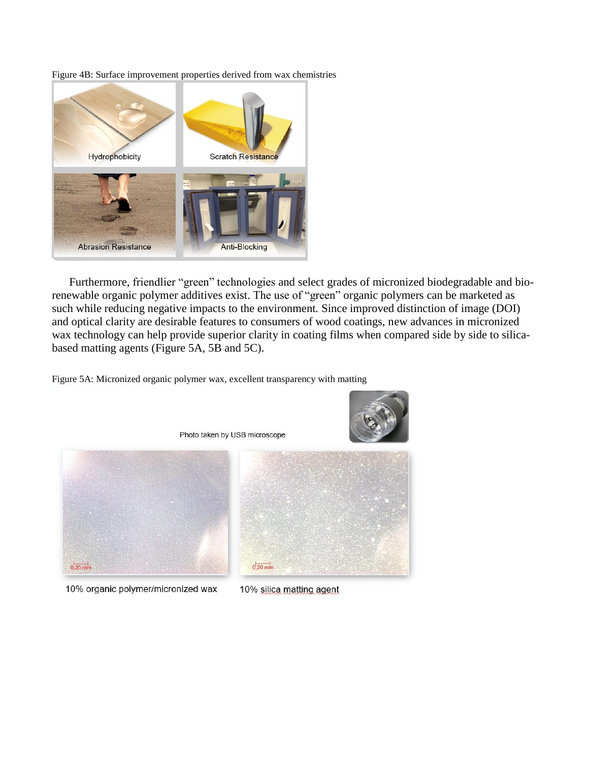Figure 4B: Surface improvement properties derived from wax chemistries

Furthermore, friendlier “green” technologies and select grades of micronized biodegradable and bio-renewable organic polymer additives exist. The use of “green” organic polymers can be marketed as such while reducing negative impacts to the environment. Since improved distinction of image (DOI) and optical clarity are desirable features to consumers of wood coatings, new advances in micronized wax technology can help provide superior clarity in coating films when compared side by side to silica-based matting agents (Figure 5A, 5B and 5C).

Figure 5A: Micronized organic polymer wax, excellent transparency with matting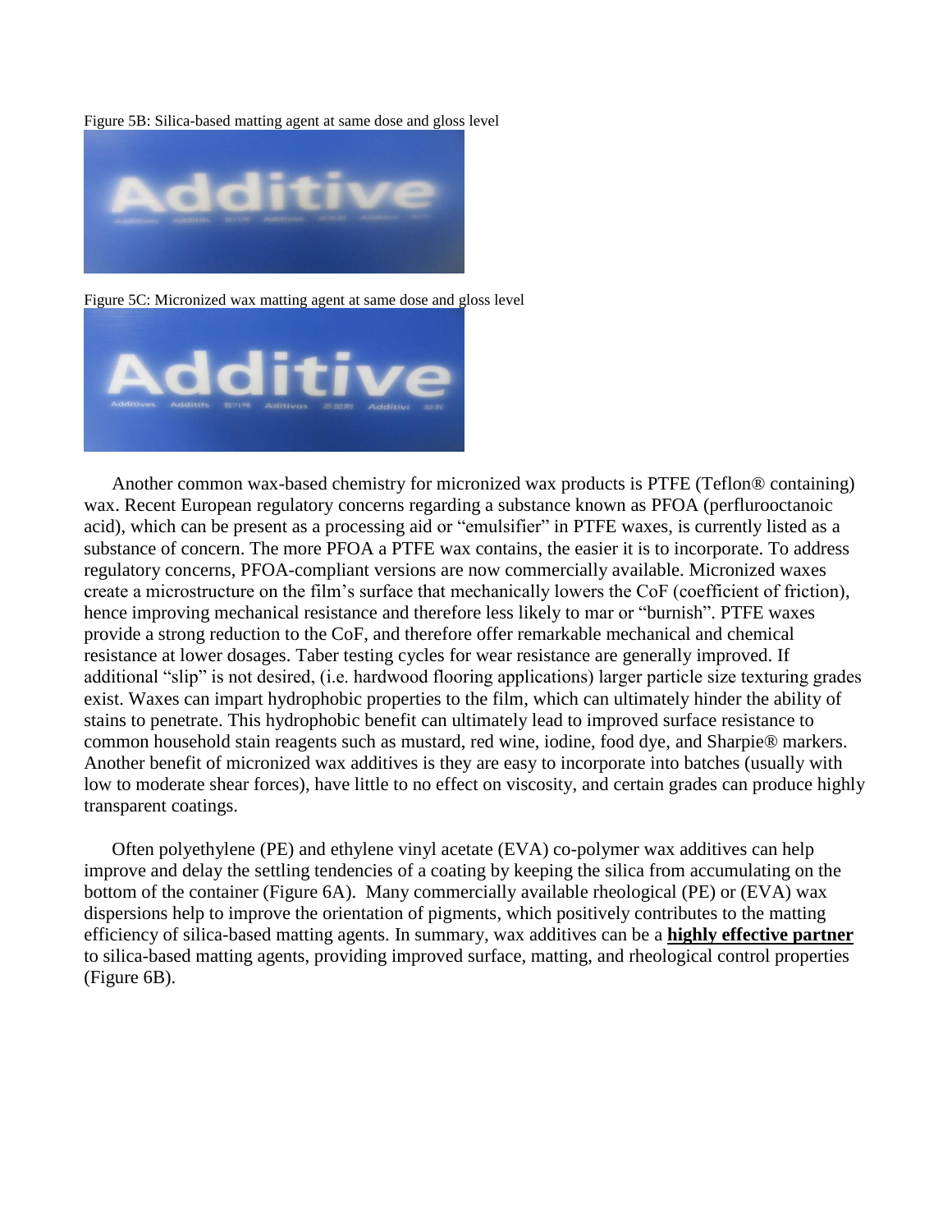Figure 5B: Silica-based matting agent at same dose and gloss level

Figure 5C: Micronized wax matting agent at same dose and gloss level

Another common wax-based chemistry for micronized wax products is PTFE (Teflon® containing) wax. Recent European regulatory concerns regarding a substance known as PFOA (perflurooctanoic acid), which can be present as a processing aid or "emulsifier" in PTFE waxes, is currently listed as a substance of concern. The more PFOA a PTFE wax contains, the easier it is to incorporate. To address regulatory concerns, PFOA-compliant versions are now commercially available. Micronized waxes create a microstructure on the film's surface that mechanically lowers the CoF (coefficient of friction), hence improving mechanical resistance and therefore less likely to mar or "burnish". PTFE waxes provide a strong reduction to the CoF, and therefore offer remarkable mechanical and chemical resistance at lower dosages. Taber testing cycles for wear resistance are generally improved. If additional "slip" is not desired, (i.e. hardwood flooring applications) larger particle size texturing grades exist. Waxes can impart hydrophobic properties to the film, which can ultimately hinder the ability of stains to penetrate. This hydrophobic benefit can ultimately lead to improved surface resistance to common household stain reagents such as mustard, red wine, iodine, food dye, and Sharpie® markers. Another benefit of micronized wax additives is they are easy to incorporate into batches (usually with low to moderate shear forces), have little to no effect on viscosity, and certain grades can produce highly transparent coatings.

Often polyethylene (PE) and ethylene vinyl acetate (EVA) co-polymer wax additives can help improve and delay the settling tendencies of a coating by keeping the silica from accumulating on the bottom of the container (Figure 6A). Many commercially available rheological (PE) or (EVA) wax dispersions help to improve the orientation of pigments, which positively contributes to the matting efficiency of silica-based matting agents. In summary, wax additives can be a **highly effective partner** to silica-based matting agents, providing improved surface, matting, and rheological control properties (Figure 6B).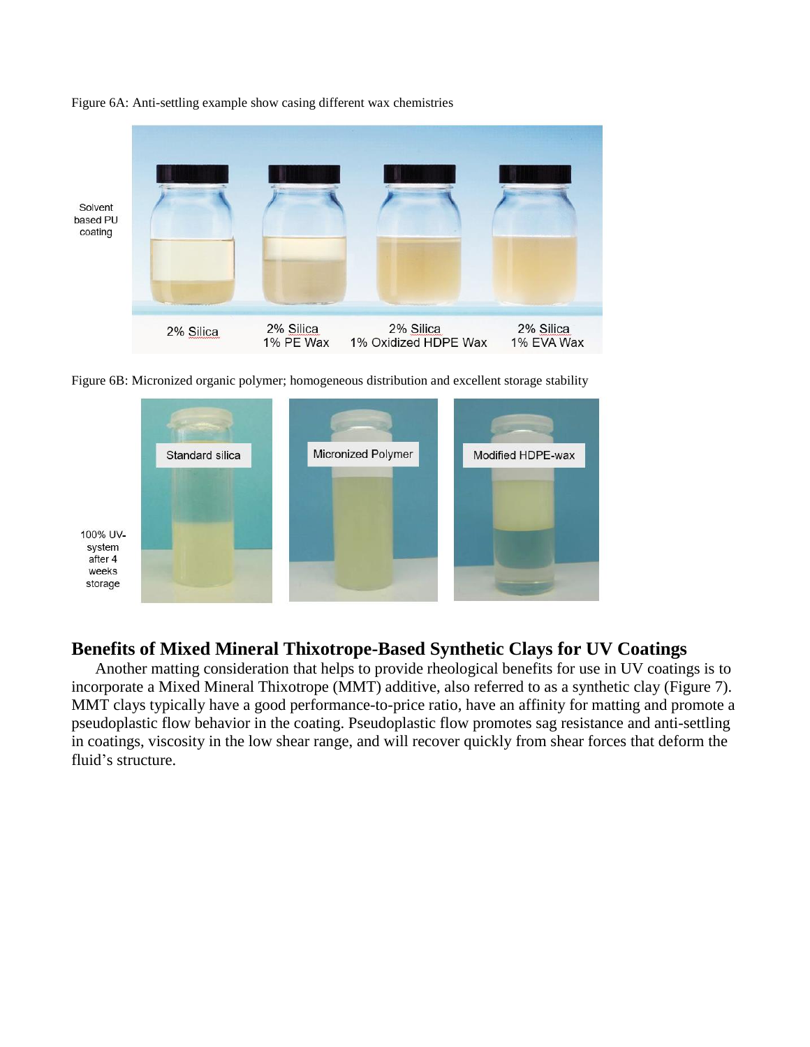Figure 6A: Anti-settling example show casing different wax chemistries

Solvent based PU coating

2% Silica | 2% Silica 1% PE Wax | 2% Silica 1% Oxidized HDPE Wax | 2% Silica 1% EVA Wax

Figure 6B: Micronized organic polymer; homogeneous distribution and excellent storage stability

100% UV-system after 4 weeks storage

Standard silica | Micronized Polymer | Modified HDPE-wax

## Benefits of Mixed Mineral Thixotrope-Based Synthetic Clays for UV Coatings

Another matting consideration that helps to provide rheological benefits for use in UV coatings is to incorporate a Mixed Mineral Thixotrope (MMT) additive, also referred to as a synthetic clay (Figure 7). MMT clays typically have a good performance-to-price ratio, have an affinity for matting and promote a pseudoplastic flow behavior in the coating. Pseudoplastic flow promotes sag resistance and anti-settling in coatings, viscosity in the low shear range, and will recover quickly from shear forces that deform the fluid's structure.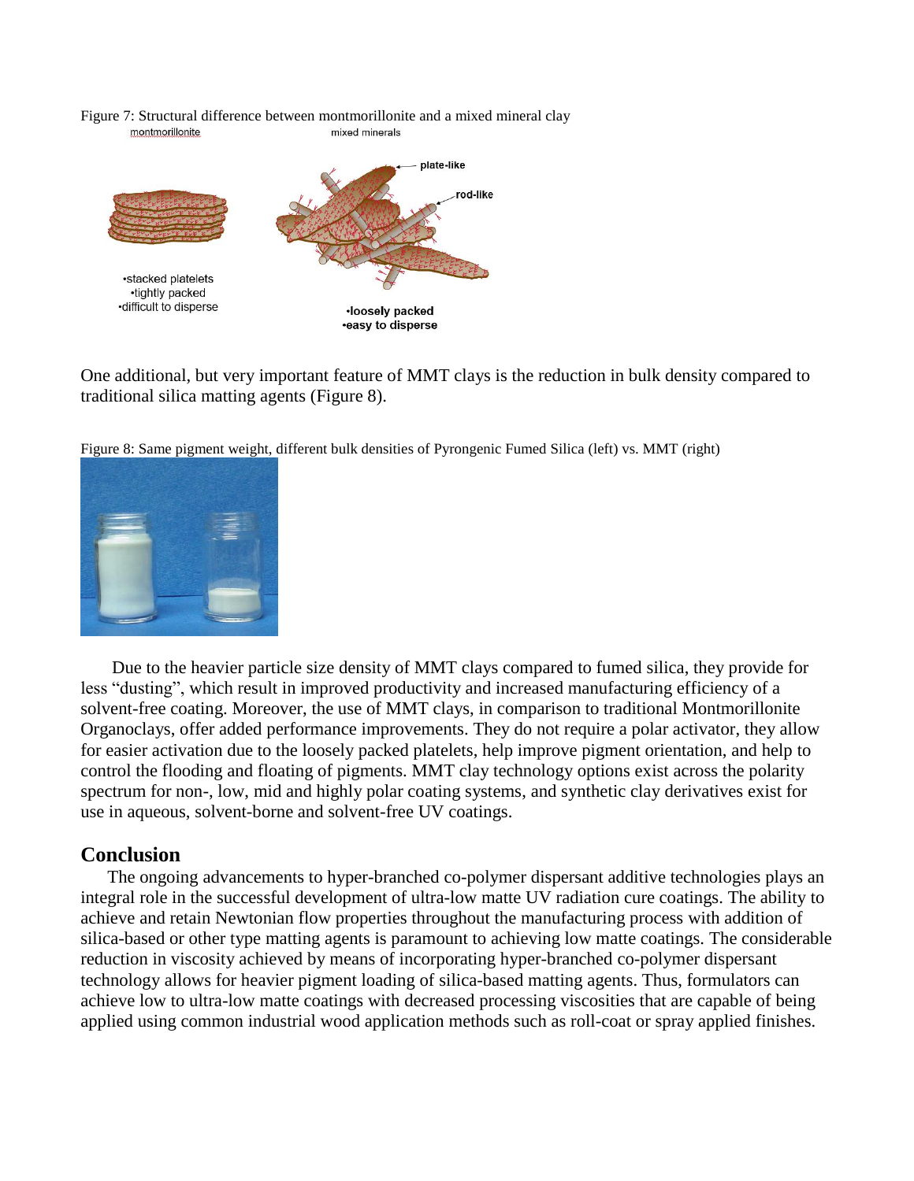Figure 7: Structural difference between montmorillonite and a mixed mineral clay

One additional, but very important feature of MMT clays is the reduction in bulk density compared to traditional silica matting agents (Figure 8).

Figure 8: Same pigment weight, different bulk densities of Pyrongenic Fumed Silica (left) vs. MMT (right)

Due to the heavier particle size density of MMT clays compared to fumed silica, they provide for less "dusting", which result in improved productivity and increased manufacturing efficiency of a solvent-free coating. Moreover, the use of MMT clays, in comparison to traditional Montmorillonite Organoclays, offer added performance improvements. They do not require a polar activator, they allow for easier activation due to the loosely packed platelets, help improve pigment orientation, and help to control the flooding and floating of pigments. MMT clay technology options exist across the polarity spectrum for non-, low, mid and highly polar coating systems, and synthetic clay derivatives exist for use in aqueous, solvent-borne and solvent-free UV coatings.

## Conclusion

The ongoing advancements to hyper-branched co-polymer dispersant additive technologies plays an integral role in the successful development of ultra-low matte UV radiation cure coatings. The ability to achieve and retain Newtonian flow properties throughout the manufacturing process with addition of silica-based or other type matting agents is paramount to achieving low matte coatings. The considerable reduction in viscosity achieved by means of incorporating hyper-branched co-polymer dispersant technology allows for heavier pigment loading of silica-based matting agents. Thus, formulators can achieve low to ultra-low matte coatings with decreased processing viscosities that are capable of being applied using common industrial wood application methods such as roll-coat or spray applied finishes.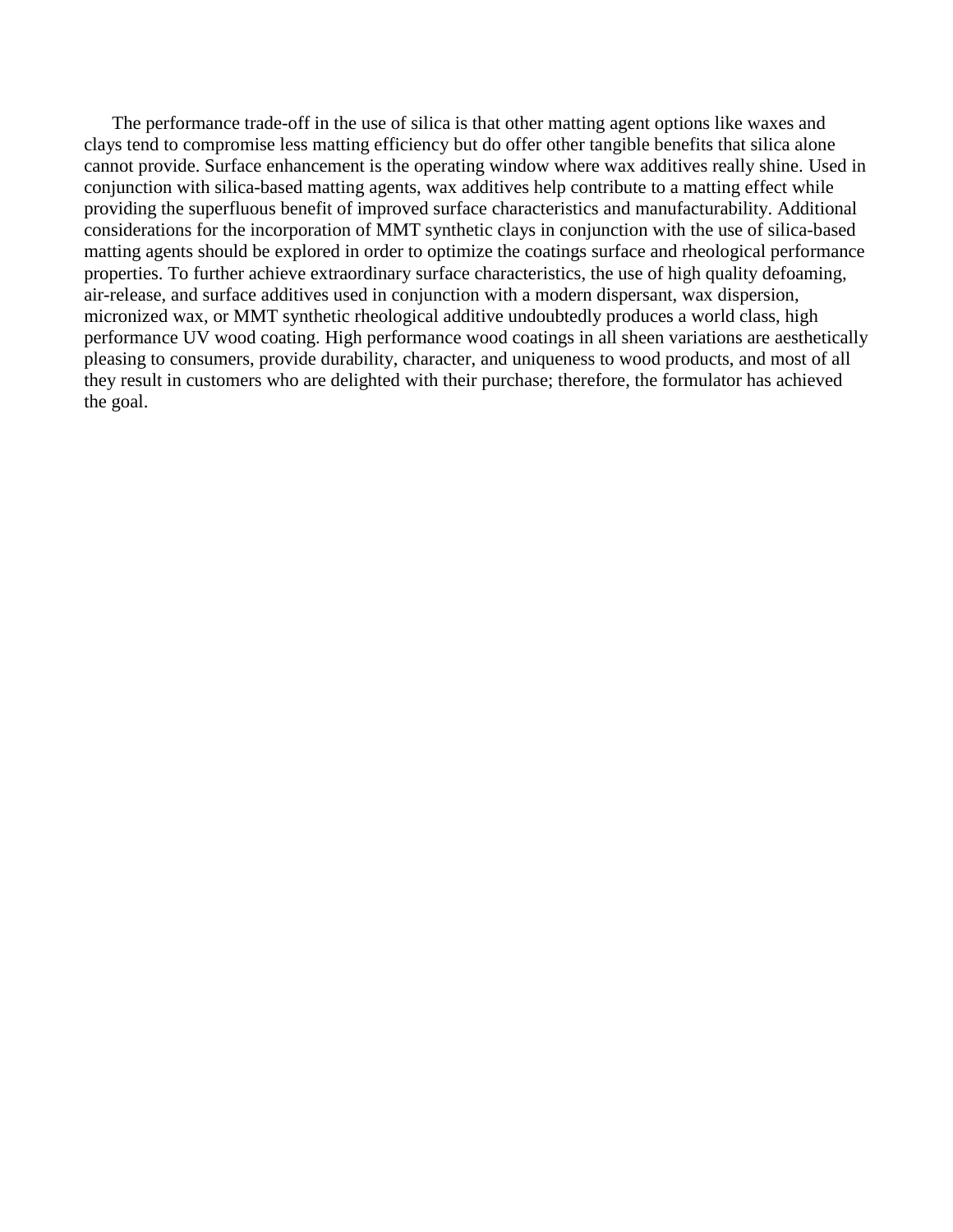The performance trade-off in the use of silica is that other matting agent options like waxes and clays tend to compromise less matting efficiency but do offer other tangible benefits that silica alone cannot provide. Surface enhancement is the operating window where wax additives really shine. Used in conjunction with silica-based matting agents, wax additives help contribute to a matting effect while providing the superfluous benefit of improved surface characteristics and manufacturability. Additional considerations for the incorporation of MMT synthetic clays in conjunction with the use of silica-based matting agents should be explored in order to optimize the coatings surface and rheological performance properties. To further achieve extraordinary surface characteristics, the use of high quality defoaming, air-release, and surface additives used in conjunction with a modern dispersant, wax dispersion, micronized wax, or MMT synthetic rheological additive undoubtedly produces a world class, high performance UV wood coating. High performance wood coatings in all sheen variations are aesthetically pleasing to consumers, provide durability, character, and uniqueness to wood products, and most of all they result in customers who are delighted with their purchase; therefore, the formulator has achieved the goal.